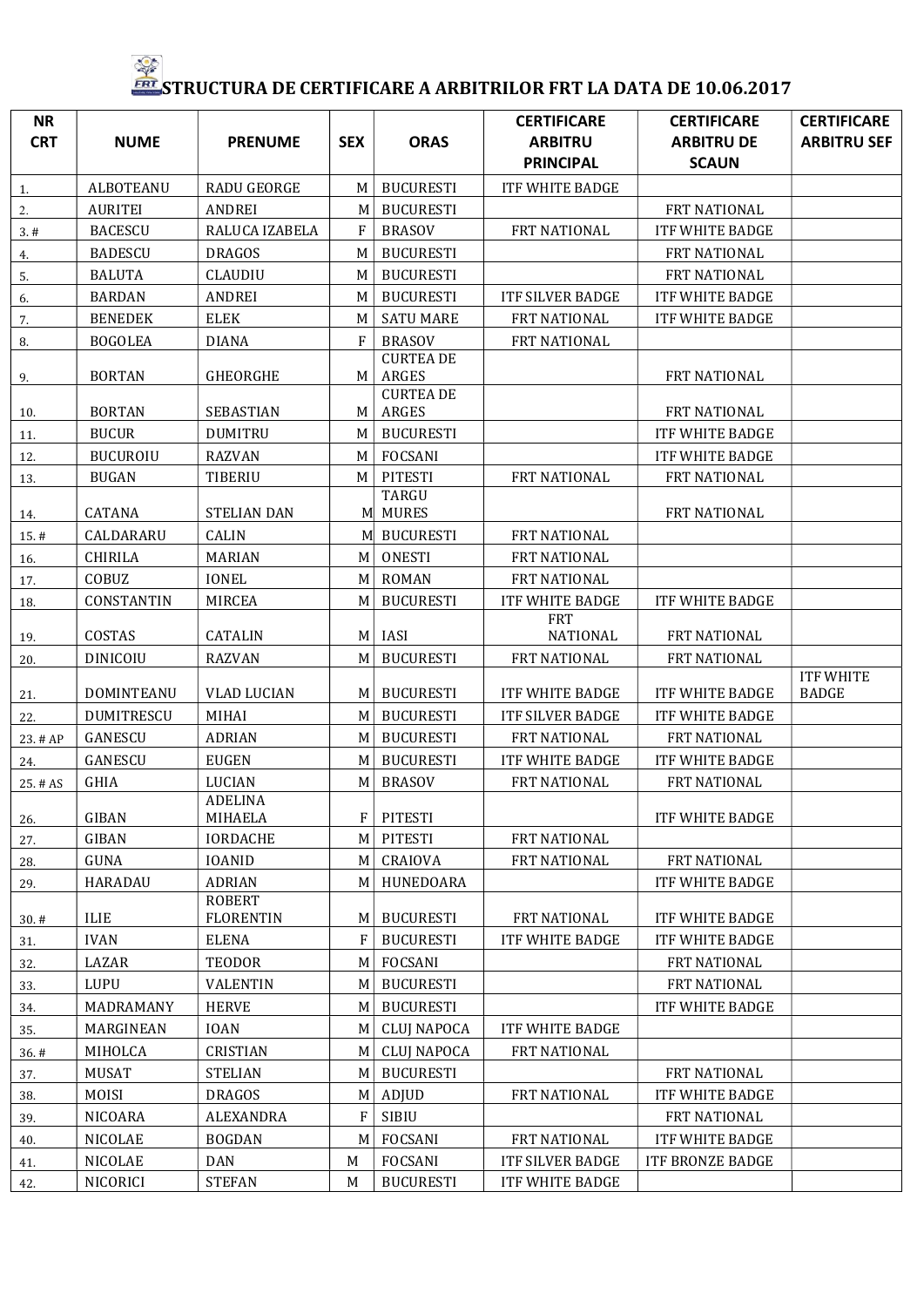# STRUCTURA DE CERTIFICARE A ARBITRILOR FRT LA DATA DE 10.06.2017

| NR CRT | NUME | PRENUME | SEX | ORAS | CERTIFICARE ARBITRU PRINCIPAL | CERTIFICARE ARBITRU DE SCAUN | CERTIFICARE ARBITRU SEF |
|---|---|---|---|---|---|---|---|
| 1. | ALBOTEANU | RADU GEORGE | M | BUCURESTI | ITF WHITE BADGE | | |
| 2. | AURITEI | ANDREI | M | BUCURESTI | | FRT NATIONAL | |
| 3. # | BACESCU | RALUCA IZABELA | F | BRASOV | FRT NATIONAL | ITF WHITE BADGE | |
| 4. | BADESCU | DRAGOS | M | BUCURESTI | | FRT NATIONAL | |
| 5. | BALUTA | CLAUDIU | M | BUCURESTI | | FRT NATIONAL | |
| 6. | BARDAN | ANDREI | M | BUCURESTI | ITF SILVER BADGE | ITF WHITE BADGE | |
| 7. | BENEDEK | ELEK | M | SATU MARE | FRT NATIONAL | ITF WHITE BADGE | |
| 8. | BOGOLEA | DIANA | F | BRASOV | FRT NATIONAL | | |
| 9. | BORTAN | GHEORGHE | M | CURTEA DE ARGES | | FRT NATIONAL | |
| 10. | BORTAN | SEBASTIAN | M | CURTEA DE ARGES | | FRT NATIONAL | |
| 11. | BUCUR | DUMITRU | M | BUCURESTI | | ITF WHITE BADGE | |
| 12. | BUCUROIU | RAZVAN | M | FOCSANI | | ITF WHITE BADGE | |
| 13. | BUGAN | TIBERIU | M | PITESTI | FRT NATIONAL | FRT NATIONAL | |
| 14. | CATANA | STELIAN DAN | M | TARGU MURES | | FRT NATIONAL | |
| 15. # | CALDARARU | CALIN | M | BUCURESTI | FRT NATIONAL | | |
| 16. | CHIRILA | MARIAN | M | ONESTI | FRT NATIONAL | | |
| 17. | COBUZ | IONEL | M | ROMAN | FRT NATIONAL | | |
| 18. | CONSTANTIN | MIRCEA | M | BUCURESTI | ITF WHITE BADGE | ITF WHITE BADGE | |
| 19. | COSTAS | CATALIN | M | IASI | FRT NATIONAL | FRT NATIONAL | |
| 20. | DINICOIU | RAZVAN | M | BUCURESTI | FRT NATIONAL | FRT NATIONAL | |
| 21. | DOMINTEANU | VLAD LUCIAN | M | BUCURESTI | ITF WHITE BADGE | ITF WHITE BADGE | ITF WHITE BADGE |
| 22. | DUMITRESCU | MIHAI | M | BUCURESTI | ITF SILVER BADGE | ITF WHITE BADGE | |
| 23. # AP | GANESCU | ADRIAN | M | BUCURESTI | FRT NATIONAL | FRT NATIONAL | |
| 24. | GANESCU | EUGEN | M | BUCURESTI | ITF WHITE BADGE | ITF WHITE BADGE | |
| 25. # AS | GHIA | LUCIAN | M | BRASOV | FRT NATIONAL | FRT NATIONAL | |
| 26. | GIBAN | ADELINA MIHAELA | F | PITESTI | | ITF WHITE BADGE | |
| 27. | GIBAN | IORDACHE | M | PITESTI | FRT NATIONAL | | |
| 28. | GUNA | IOANID | M | CRAIOVA | FRT NATIONAL | FRT NATIONAL | |
| 29. | HARADAU | ADRIAN | M | HUNEDOARA | | ITF WHITE BADGE | |
| 30. # | ILIE | ROBERT FLORENTIN | M | BUCURESTI | FRT NATIONAL | ITF WHITE BADGE | |
| 31. | IVAN | ELENA | F | BUCURESTI | ITF WHITE BADGE | ITF WHITE BADGE | |
| 32. | LAZAR | TEODOR | M | FOCSANI | | FRT NATIONAL | |
| 33. | LUPU | VALENTIN | M | BUCURESTI | | FRT NATIONAL | |
| 34. | MADRAMANY | HERVE | M | BUCURESTI | | ITF WHITE BADGE | |
| 35. | MARGINEAN | IOAN | M | CLUJ NAPOCA | ITF WHITE BADGE | | |
| 36. # | MIHOLCA | CRISTIAN | M | CLUJ NAPOCA | FRT NATIONAL | | |
| 37. | MUSAT | STELIAN | M | BUCURESTI | | FRT NATIONAL | |
| 38. | MOISI | DRAGOS | M | ADJUD | FRT NATIONAL | ITF WHITE BADGE | |
| 39. | NICOARA | ALEXANDRA | F | SIBIU | | FRT NATIONAL | |
| 40. | NICOLAE | BOGDAN | M | FOCSANI | FRT NATIONAL | ITF WHITE BADGE | |
| 41. | NICOLAE | DAN | M | FOCSANI | ITF SILVER BADGE | ITF BRONZE BADGE | |
| 42. | NICORICI | STEFAN | M | BUCURESTI | ITF WHITE BADGE | | |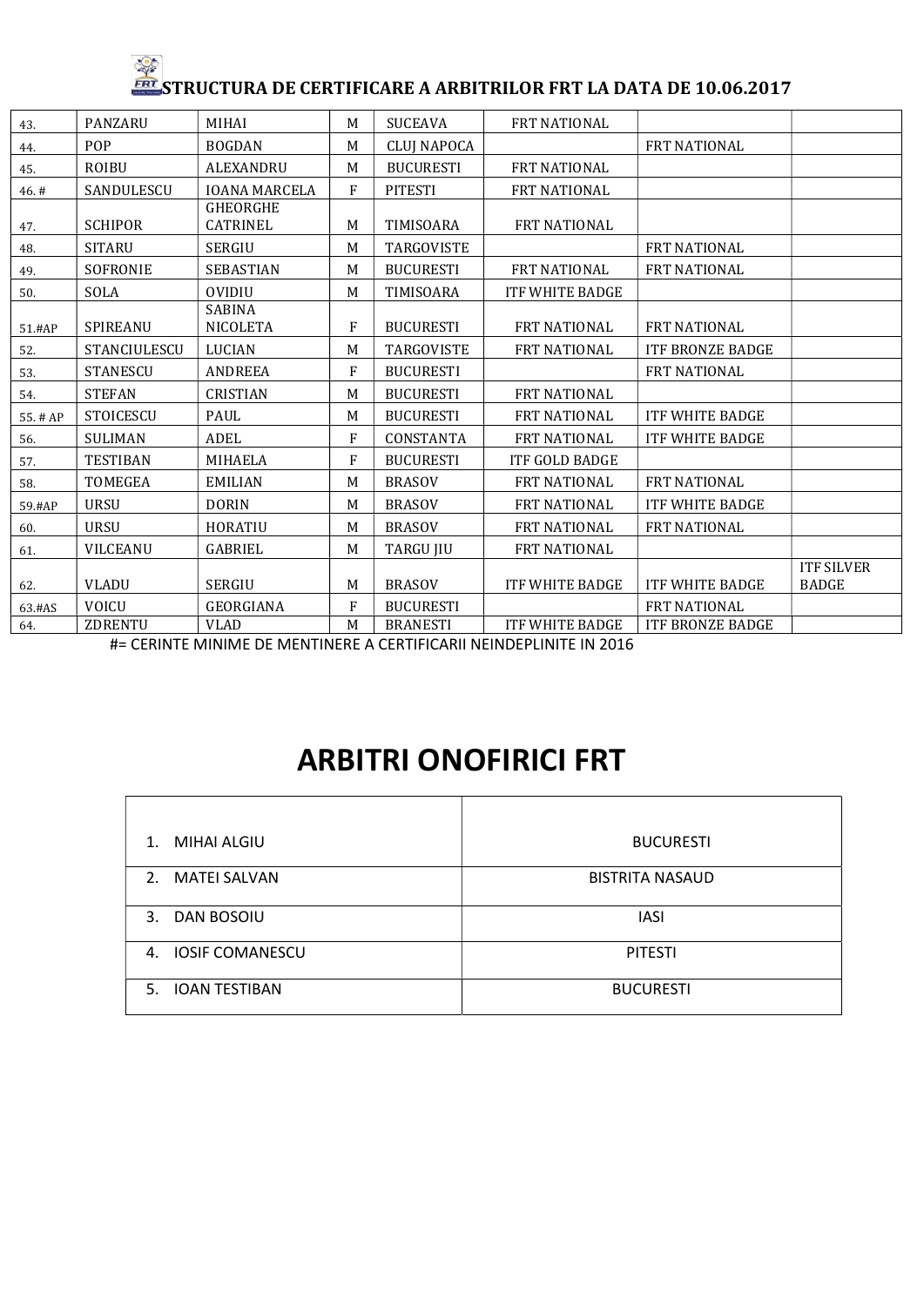## STRUCTURA DE CERTIFICARE A ARBITRILOR FRT LA DATA DE 10.06.2017

| | | | | | | | |
|---|---|---|---|---|---|---|---|
| 43. | PANZARU | MIHAI | M | SUCEAVA | FRT NATIONAL | | |
| 44. | POP | BOGDAN | M | CLUJ NAPOCA | | FRT NATIONAL | |
| 45. | ROIBU | ALEXANDRU | M | BUCURESTI | FRT NATIONAL | | |
| 46. # | SANDULESCU | IOANA MARCELA | F | PITESTI | FRT NATIONAL | | |
| 47. | SCHIPOR | GHEORGHE CATRINEL | M | TIMISOARA | FRT NATIONAL | | |
| 48. | SITARU | SERGIU | M | TARGOVISTE | | FRT NATIONAL | |
| 49. | SOFRONIE | SEBASTIAN | M | BUCURESTI | FRT NATIONAL | FRT NATIONAL | |
| 50. | SOLA | OVIDIU | M | TIMISOARA | ITF WHITE BADGE | | |
| 51.#AP | SPIREANU | SABINA NICOLETA | F | BUCURESTI | FRT NATIONAL | FRT NATIONAL | |
| 52. | STANCIULESCU | LUCIAN | M | TARGOVISTE | FRT NATIONAL | ITF BRONZE BADGE | |
| 53. | STANESCU | ANDREEA | F | BUCURESTI | | FRT NATIONAL | |
| 54. | STEFAN | CRISTIAN | M | BUCURESTI | FRT NATIONAL | | |
| 55. # AP | STOICESCU | PAUL | M | BUCURESTI | FRT NATIONAL | ITF WHITE BADGE | |
| 56. | SULIMAN | ADEL | F | CONSTANTA | FRT NATIONAL | ITF WHITE BADGE | |
| 57. | TESTIBAN | MIHAELA | F | BUCURESTI | ITF GOLD BADGE | | |
| 58. | TOMEGEA | EMILIAN | M | BRASOV | FRT NATIONAL | FRT NATIONAL | |
| 59.#AP | URSU | DORIN | M | BRASOV | FRT NATIONAL | ITF WHITE BADGE | |
| 60. | URSU | HORATIU | M | BRASOV | FRT NATIONAL | FRT NATIONAL | |
| 61. | VILCEANU | GABRIEL | M | TARGU JIU | FRT NATIONAL | | |
| 62. | VLADU | SERGIU | M | BRASOV | ITF WHITE BADGE | ITF WHITE BADGE | ITF SILVER BADGE |
| 63.#AS | VOICU | GEORGIANA | F | BUCURESTI | | FRT NATIONAL | |
| 64. | ZDRENTU | VLAD | M | BRANESTI | ITF WHITE BADGE | ITF BRONZE BADGE | |

#= CERINTE MINIME DE MENTINERE A CERTIFICARII NEINDEPLINITE IN 2016

# ARBITRI ONOFIRICI FRT

| | |
|---|---|
| 1. MIHAI ALGIU | BUCURESTI |
| 2. MATEI SALVAN | BISTRITA NASAUD |
| 3. DAN BOSOIU | IASI |
| 4. IOSIF COMANESCU | PITESTI |
| 5. IOAN TESTIBAN | BUCURESTI |